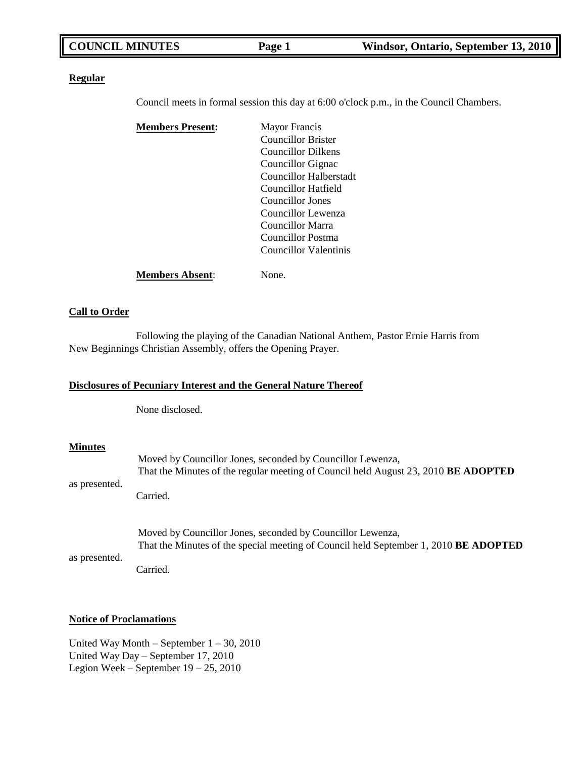**Regular**

Council meets in formal session this day at 6:00 o'clock p.m., in the Council Chambers.

**Members Present:** Mayor Francis
Councillor Brister
Councillor Dilkens
Councillor Gignac
Councillor Halberstadt
Councillor Hatfield
Councillor Jones
Councillor Lewenza
Councillor Marra
Councillor Postma
Councillor Valentinis

**Members Absent**: None.

**Call to Order**

Following the playing of the Canadian National Anthem, Pastor Ernie Harris from New Beginnings Christian Assembly, offers the Opening Prayer.

**Disclosures of Pecuniary Interest and the General Nature Thereof**

None disclosed.

**Minutes**

Moved by Councillor Jones, seconded by Councillor Lewenza,
That the Minutes of the regular meeting of Council held August 23, 2010 **BE ADOPTED** as presented.
Carried.

Moved by Councillor Jones, seconded by Councillor Lewenza,
That the Minutes of the special meeting of Council held September 1, 2010 **BE ADOPTED** as presented.
Carried.

**Notice of Proclamations**

United Way Month – September 1 – 30, 2010
United Way Day – September 17, 2010
Legion Week – September 19 – 25, 2010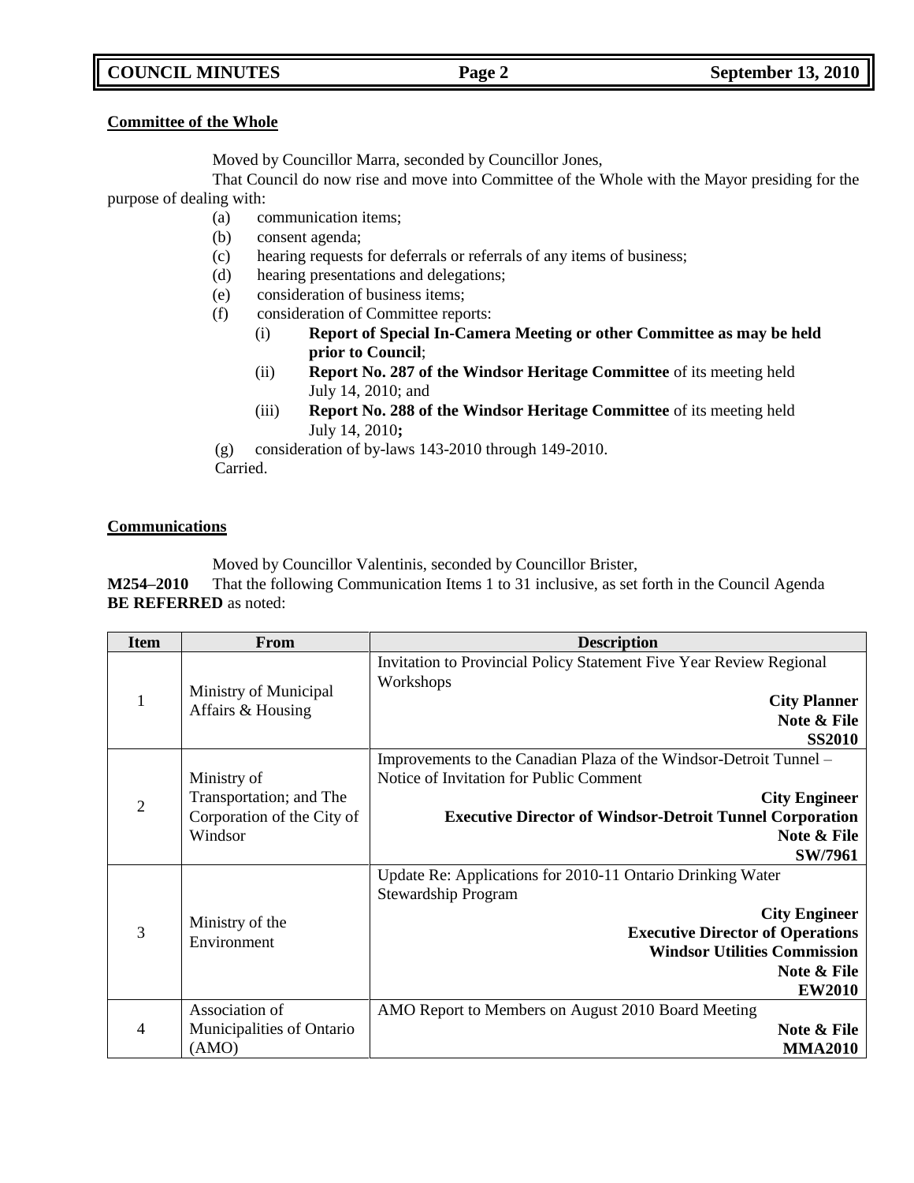**Committee of the Whole**

Moved by Councillor Marra, seconded by Councillor Jones,

That Council do now rise and move into Committee of the Whole with the Mayor presiding for the purpose of dealing with:

- (a) communication items;
- (b) consent agenda;
- (c) hearing requests for deferrals or referrals of any items of business;
- (d) hearing presentations and delegations;
- (e) consideration of business items;
- (f) consideration of Committee reports:
  - (i) **Report of Special In-Camera Meeting or other Committee as may be held prior to Council**;
  - (ii) **Report No. 287 of the Windsor Heritage Committee** of its meeting held July 14, 2010; and
  - (iii) **Report No. 288 of the Windsor Heritage Committee** of its meeting held July 14, 2010**;**
- (g) consideration of by-laws 143-2010 through 149-2010.

Carried.

**Communications**

Moved by Councillor Valentinis, seconded by Councillor Brister,

**M254–2010** That the following Communication Items 1 to 31 inclusive, as set forth in the Council Agenda **BE REFERRED** as noted:

| Item | From | Description |
|---|---|---|
| 1 | Ministry of Municipal Affairs & Housing | Invitation to Provincial Policy Statement Five Year Review Regional Workshops<br>**City Planner**<br>**Note & File**<br>**SS2010** |
| 2 | Ministry of Transportation; and The Corporation of the City of Windsor | Improvements to the Canadian Plaza of the Windsor-Detroit Tunnel – Notice of Invitation for Public Comment<br>**City Engineer**<br>**Executive Director of Windsor-Detroit Tunnel Corporation**<br>**Note & File**<br>**SW/7961** |
| 3 | Ministry of the Environment | Update Re: Applications for 2010-11 Ontario Drinking Water Stewardship Program<br>**City Engineer**<br>**Executive Director of Operations**<br>**Windsor Utilities Commission**<br>**Note & File**<br>**EW2010** |
| 4 | Association of Municipalities of Ontario (AMO) | AMO Report to Members on August 2010 Board Meeting<br>**Note & File**<br>**MMA2010** |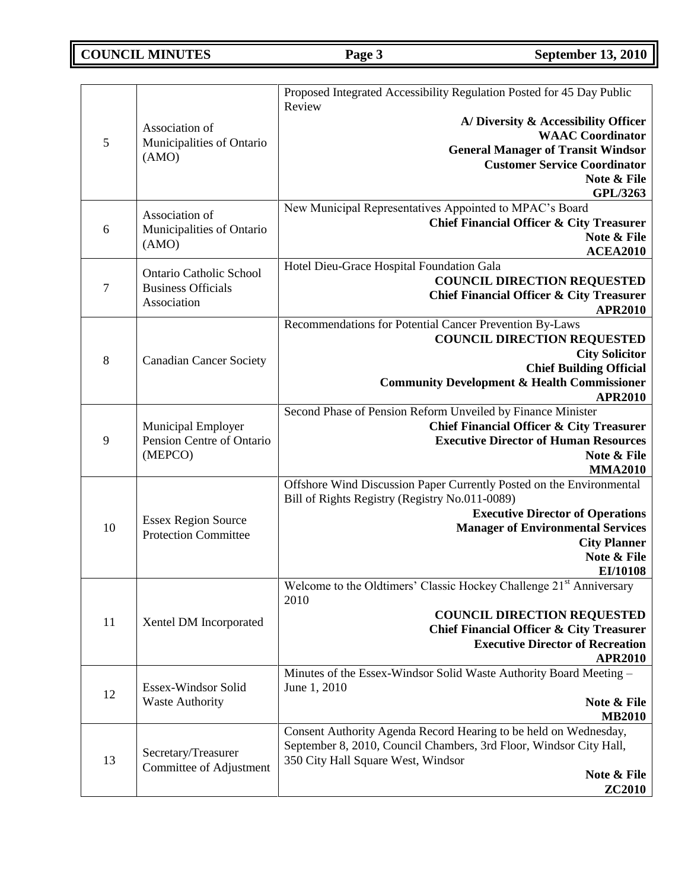| | | |
|---|---|---|
| 5 | Association of Municipalities of Ontario (AMO) | Proposed Integrated Accessibility Regulation Posted for 45 Day Public Review<br>**A/ Diversity & Accessibility Officer**<br>**WAAC Coordinator**<br>**General Manager of Transit Windsor**<br>**Customer Service Coordinator**<br>**Note & File**<br>**GPL/3263** |
| 6 | Association of Municipalities of Ontario (AMO) | New Municipal Representatives Appointed to MPAC's Board<br>**Chief Financial Officer & City Treasurer**<br>**Note & File**<br>**ACEA2010** |
| 7 | Ontario Catholic School Business Officials Association | Hotel Dieu-Grace Hospital Foundation Gala<br>**COUNCIL DIRECTION REQUESTED**<br>**Chief Financial Officer & City Treasurer**<br>**APR2010** |
| 8 | Canadian Cancer Society | Recommendations for Potential Cancer Prevention By-Laws<br>**COUNCIL DIRECTION REQUESTED**<br>**City Solicitor**<br>**Chief Building Official**<br>**Community Development & Health Commissioner**<br>**APR2010** |
| 9 | Municipal Employer Pension Centre of Ontario (MEPCO) | Second Phase of Pension Reform Unveiled by Finance Minister<br>**Chief Financial Officer & City Treasurer**<br>**Executive Director of Human Resources**<br>**Note & File**<br>**MMA2010** |
| 10 | Essex Region Source Protection Committee | Offshore Wind Discussion Paper Currently Posted on the Environmental Bill of Rights Registry (Registry No.011-0089)<br>**Executive Director of Operations**<br>**Manager of Environmental Services**<br>**City Planner**<br>**Note & File**<br>**EI/10108** |
| 11 | Xentel DM Incorporated | Welcome to the Oldtimers' Classic Hockey Challenge 21st Anniversary 2010<br>**COUNCIL DIRECTION REQUESTED**<br>**Chief Financial Officer & City Treasurer**<br>**Executive Director of Recreation**<br>**APR2010** |
| 12 | Essex-Windsor Solid Waste Authority | Minutes of the Essex-Windsor Solid Waste Authority Board Meeting – June 1, 2010<br>**Note & File**<br>**MB2010** |
| 13 | Secretary/Treasurer Committee of Adjustment | Consent Authority Agenda Record Hearing to be held on Wednesday, September 8, 2010, Council Chambers, 3rd Floor, Windsor City Hall, 350 City Hall Square West, Windsor<br>**Note & File**<br>**ZC2010** |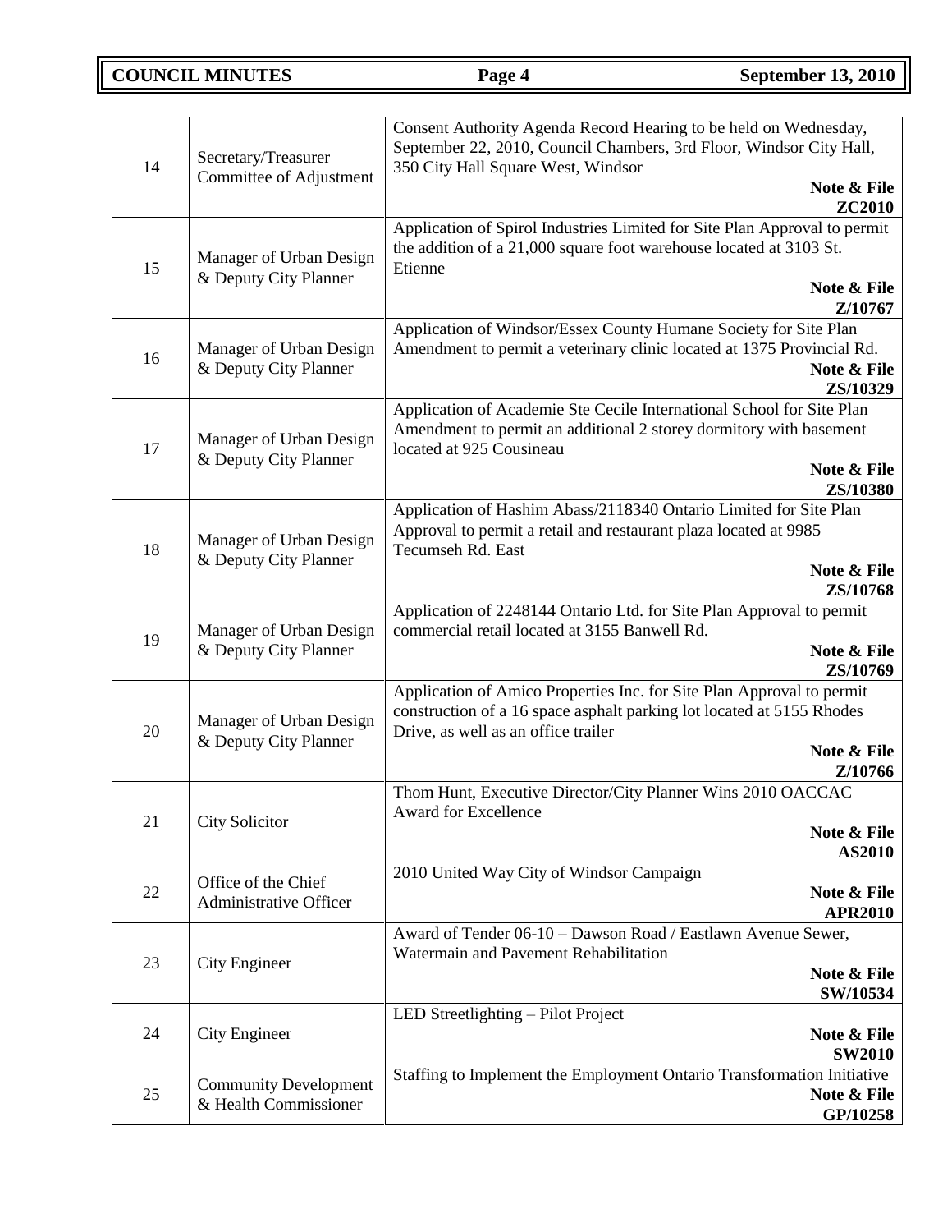| 14 | Secretary/Treasurer Committee of Adjustment | Consent Authority Agenda Record Hearing to be held on Wednesday, September 22, 2010, Council Chambers, 3rd Floor, Windsor City Hall, 350 City Hall Square West, Windsor<br>**Note & File**<br>**ZC2010** |
|---|---|---|
| 15 | Manager of Urban Design & Deputy City Planner | Application of Spirol Industries Limited for Site Plan Approval to permit the addition of a 21,000 square foot warehouse located at 3103 St. Etienne<br>**Note & File**<br>**Z/10767** |
| 16 | Manager of Urban Design & Deputy City Planner | Application of Windsor/Essex County Humane Society for Site Plan Amendment to permit a veterinary clinic located at 1375 Provincial Rd.<br>**Note & File**<br>**ZS/10329** |
| 17 | Manager of Urban Design & Deputy City Planner | Application of Academie Ste Cecile International School for Site Plan Amendment to permit an additional 2 storey dormitory with basement located at 925 Cousineau<br>**Note & File**<br>**ZS/10380** |
| 18 | Manager of Urban Design & Deputy City Planner | Application of Hashim Abass/2118340 Ontario Limited for Site Plan Approval to permit a retail and restaurant plaza located at 9985 Tecumseh Rd. East<br>**Note & File**<br>**ZS/10768** |
| 19 | Manager of Urban Design & Deputy City Planner | Application of 2248144 Ontario Ltd. for Site Plan Approval to permit commercial retail located at 3155 Banwell Rd.<br>**Note & File**<br>**ZS/10769** |
| 20 | Manager of Urban Design & Deputy City Planner | Application of Amico Properties Inc. for Site Plan Approval to permit construction of a 16 space asphalt parking lot located at 5155 Rhodes Drive, as well as an office trailer<br>**Note & File**<br>**Z/10766** |
| 21 | City Solicitor | Thom Hunt, Executive Director/City Planner Wins 2010 OACCAC Award for Excellence<br>**Note & File**<br>**AS2010** |
| 22 | Office of the Chief Administrative Officer | 2010 United Way City of Windsor Campaign<br>**Note & File**<br>**APR2010** |
| 23 | City Engineer | Award of Tender 06-10 – Dawson Road / Eastlawn Avenue Sewer, Watermain and Pavement Rehabilitation<br>**Note & File**<br>**SW/10534** |
| 24 | City Engineer | LED Streetlighting – Pilot Project<br>**Note & File**<br>**SW2010** |
| 25 | Community Development & Health Commissioner | Staffing to Implement the Employment Ontario Transformation Initiative<br>**Note & File**<br>**GP/10258** |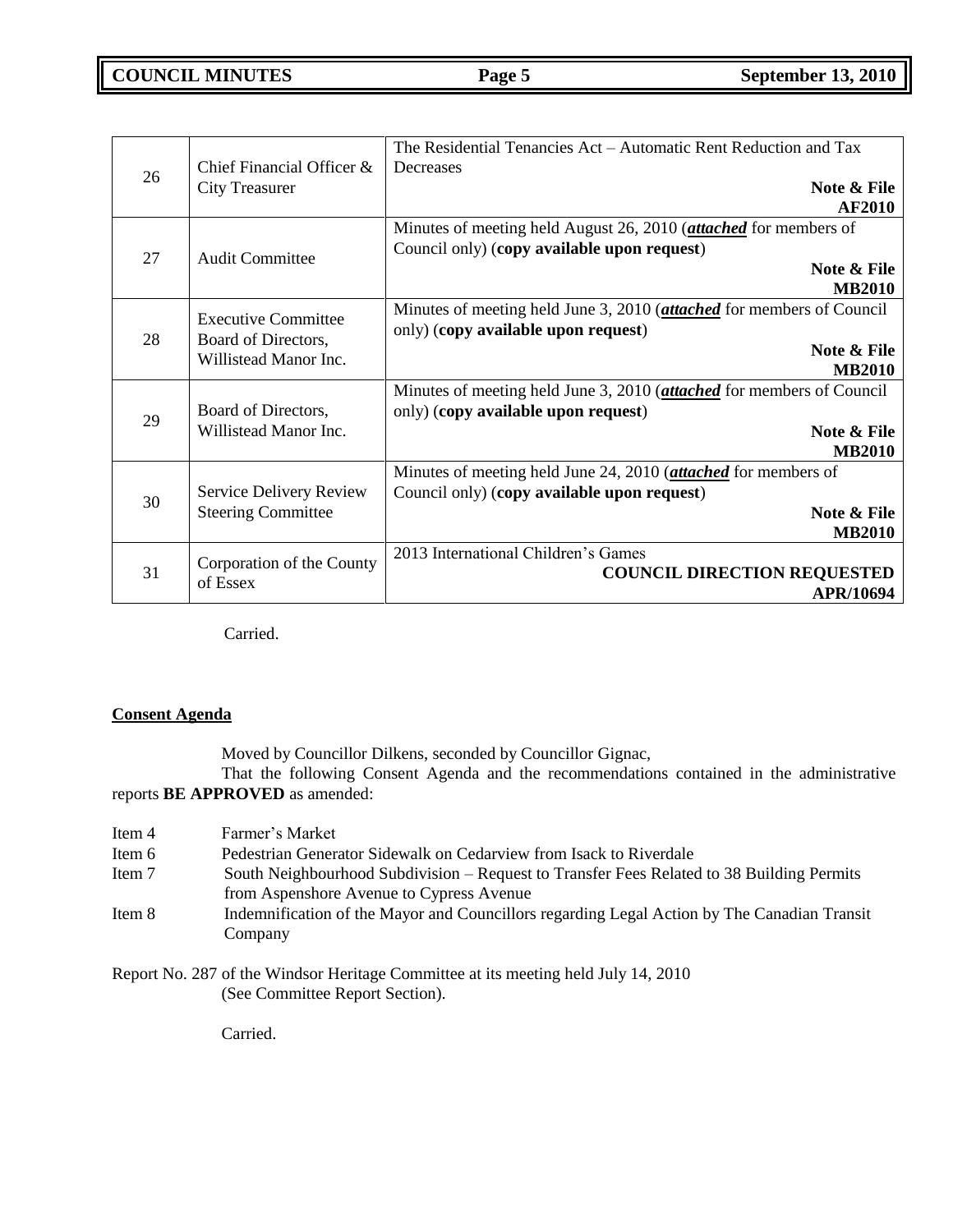| | | |
|---|---|---|
| 26 | Chief Financial Officer & City Treasurer | The Residential Tenancies Act – Automatic Rent Reduction and Tax Decreases **Note & File** **AF2010** |
| 27 | Audit Committee | Minutes of meeting held August 26, 2010 (***attached*** for members of Council only) (**copy available upon request**) **Note & File** **MB2010** |
| 28 | Executive Committee Board of Directors, Willistead Manor Inc. | Minutes of meeting held June 3, 2010 (***attached*** for members of Council only) (**copy available upon request**) **Note & File** **MB2010** |
| 29 | Board of Directors, Willistead Manor Inc. | Minutes of meeting held June 3, 2010 (***attached*** for members of Council only) (**copy available upon request**) **Note & File** **MB2010** |
| 30 | Service Delivery Review Steering Committee | Minutes of meeting held June 24, 2010 (***attached*** for members of Council only) (**copy available upon request**) **Note & File** **MB2010** |
| 31 | Corporation of the County of Essex | 2013 International Children's Games **COUNCIL DIRECTION REQUESTED** **APR/10694** |

Carried.

**Consent Agenda**

Moved by Councillor Dilkens, seconded by Councillor Gignac,

That the following Consent Agenda and the recommendations contained in the administrative reports **BE APPROVED** as amended:

- Item 4 Farmer's Market
- Item 6 Pedestrian Generator Sidewalk on Cedarview from Isack to Riverdale
- Item 7 South Neighbourhood Subdivision – Request to Transfer Fees Related to 38 Building Permits from Aspenshore Avenue to Cypress Avenue
- Item 8 Indemnification of the Mayor and Councillors regarding Legal Action by The Canadian Transit Company

Report No. 287 of the Windsor Heritage Committee at its meeting held July 14, 2010 (See Committee Report Section).

Carried.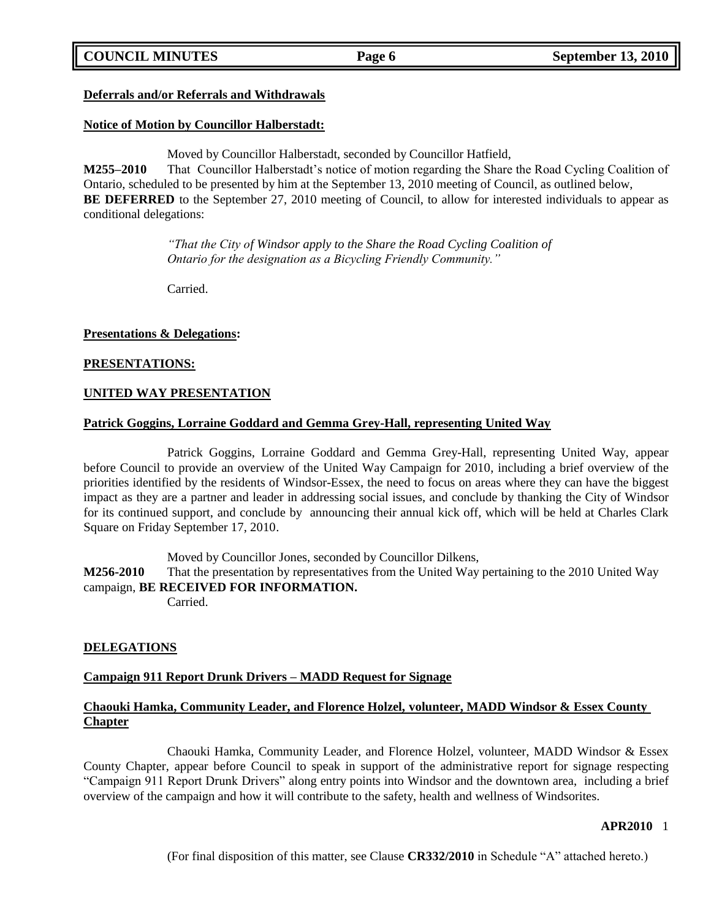**Deferrals and/or Referrals and Withdrawals**

**Notice of Motion by Councillor Halberstadt:**

Moved by Councillor Halberstadt, seconded by Councillor Hatfield,

**M255–2010** That Councillor Halberstadt's notice of motion regarding the Share the Road Cycling Coalition of Ontario, scheduled to be presented by him at the September 13, 2010 meeting of Council, as outlined below, **BE DEFERRED** to the September 27, 2010 meeting of Council, to allow for interested individuals to appear as conditional delegations:

> *"That the City of Windsor apply to the Share the Road Cycling Coalition of Ontario for the designation as a Bicycling Friendly Community."*

Carried.

**Presentations & Delegations:**

**PRESENTATIONS:**

**UNITED WAY PRESENTATION**

**Patrick Goggins, Lorraine Goddard and Gemma Grey-Hall, representing United Way**

Patrick Goggins, Lorraine Goddard and Gemma Grey-Hall, representing United Way, appear before Council to provide an overview of the United Way Campaign for 2010, including a brief overview of the priorities identified by the residents of Windsor-Essex, the need to focus on areas where they can have the biggest impact as they are a partner and leader in addressing social issues, and conclude by thanking the City of Windsor for its continued support, and conclude by announcing their annual kick off, which will be held at Charles Clark Square on Friday September 17, 2010.

Moved by Councillor Jones, seconded by Councillor Dilkens,

**M256-2010** That the presentation by representatives from the United Way pertaining to the 2010 United Way campaign, **BE RECEIVED FOR INFORMATION.**

Carried.

**DELEGATIONS**

**Campaign 911 Report Drunk Drivers – MADD Request for Signage**

**Chaouki Hamka, Community Leader, and Florence Holzel, volunteer, MADD Windsor & Essex County Chapter**

Chaouki Hamka, Community Leader, and Florence Holzel, volunteer, MADD Windsor & Essex County Chapter, appear before Council to speak in support of the administrative report for signage respecting "Campaign 911 Report Drunk Drivers" along entry points into Windsor and the downtown area, including a brief overview of the campaign and how it will contribute to the safety, health and wellness of Windsorites.

**APR2010** 1

(For final disposition of this matter, see Clause **CR332/2010** in Schedule "A" attached hereto.)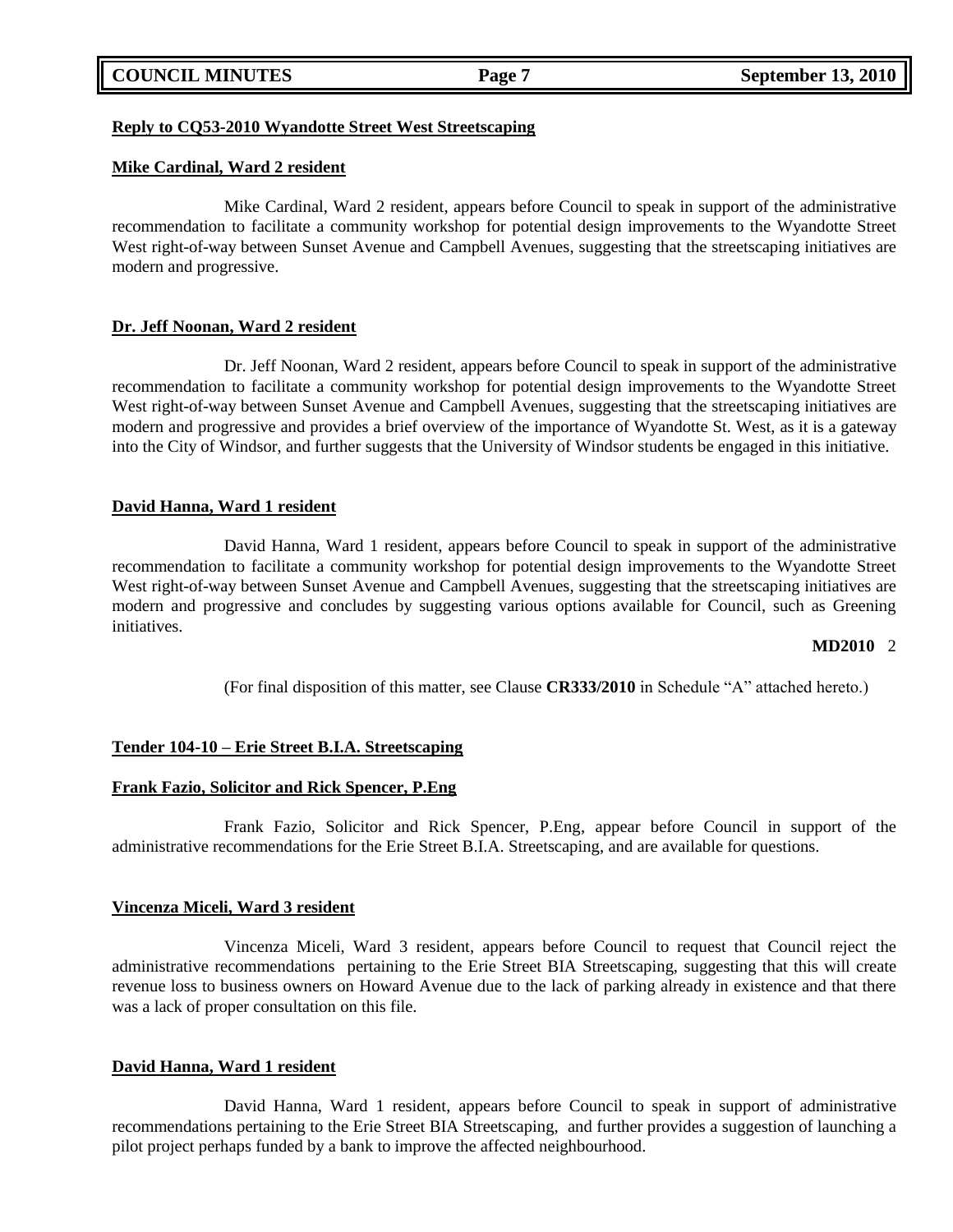**Reply to CQ53-2010 Wyandotte Street West Streetscaping**

**Mike Cardinal, Ward 2 resident**

Mike Cardinal, Ward 2 resident, appears before Council to speak in support of the administrative recommendation to facilitate a community workshop for potential design improvements to the Wyandotte Street West right-of-way between Sunset Avenue and Campbell Avenues, suggesting that the streetscaping initiatives are modern and progressive.

**Dr. Jeff Noonan, Ward 2 resident**

Dr. Jeff Noonan, Ward 2 resident, appears before Council to speak in support of the administrative recommendation to facilitate a community workshop for potential design improvements to the Wyandotte Street West right-of-way between Sunset Avenue and Campbell Avenues, suggesting that the streetscaping initiatives are modern and progressive and provides a brief overview of the importance of Wyandotte St. West, as it is a gateway into the City of Windsor, and further suggests that the University of Windsor students be engaged in this initiative.

**David Hanna, Ward 1 resident**

David Hanna, Ward 1 resident, appears before Council to speak in support of the administrative recommendation to facilitate a community workshop for potential design improvements to the Wyandotte Street West right-of-way between Sunset Avenue and Campbell Avenues, suggesting that the streetscaping initiatives are modern and progressive and concludes by suggesting various options available for Council, such as Greening initiatives.

**MD2010** 2

(For final disposition of this matter, see Clause **CR333/2010** in Schedule "A" attached hereto.)

**Tender 104-10 – Erie Street B.I.A. Streetscaping**

**Frank Fazio, Solicitor and Rick Spencer, P.Eng**

Frank Fazio, Solicitor and Rick Spencer, P.Eng, appear before Council in support of the administrative recommendations for the Erie Street B.I.A. Streetscaping, and are available for questions.

**Vincenza Miceli, Ward 3 resident**

Vincenza Miceli, Ward 3 resident, appears before Council to request that Council reject the administrative recommendations pertaining to the Erie Street BIA Streetscaping, suggesting that this will create revenue loss to business owners on Howard Avenue due to the lack of parking already in existence and that there was a lack of proper consultation on this file.

**David Hanna, Ward 1 resident**

David Hanna, Ward 1 resident, appears before Council to speak in support of administrative recommendations pertaining to the Erie Street BIA Streetscaping, and further provides a suggestion of launching a pilot project perhaps funded by a bank to improve the affected neighbourhood.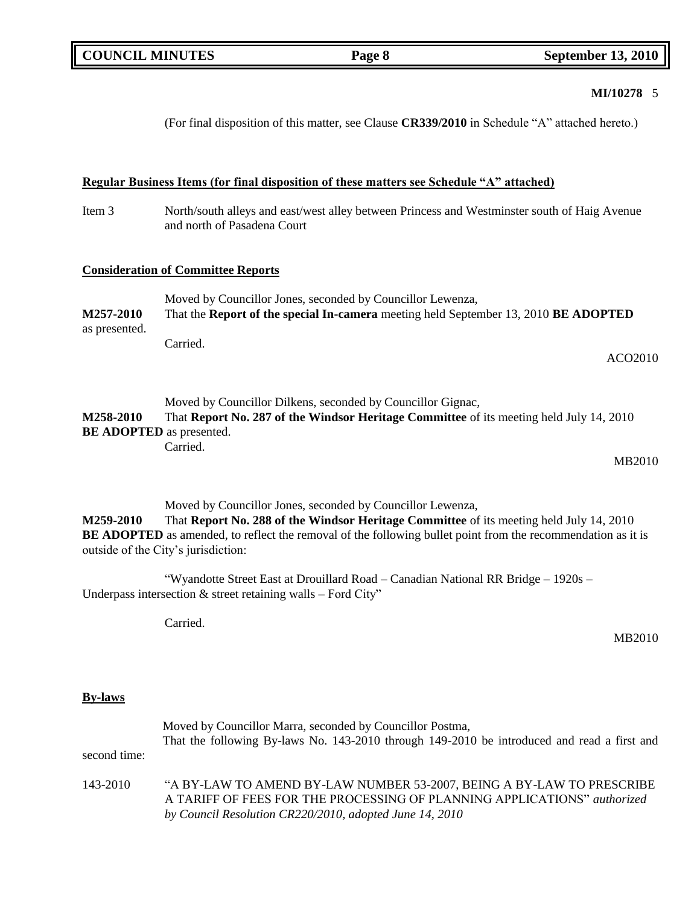**MI/10278** 5

(For final disposition of this matter, see Clause **CR339/2010** in Schedule "A" attached hereto.)

**Regular Business Items (for final disposition of these matters see Schedule "A" attached)**

Item 3 North/south alleys and east/west alley between Princess and Westminster south of Haig Avenue and north of Pasadena Court

**Consideration of Committee Reports**

Moved by Councillor Jones, seconded by Councillor Lewenza,

**M257-2010** That the **Report of the special In-camera** meeting held September 13, 2010 **BE ADOPTED** as presented.

Carried.

ACO2010

Moved by Councillor Dilkens, seconded by Councillor Gignac,

**M258-2010** That **Report No. 287 of the Windsor Heritage Committee** of its meeting held July 14, 2010 **BE ADOPTED** as presented.

Carried.

MB2010

Moved by Councillor Jones, seconded by Councillor Lewenza,

**M259-2010** That **Report No. 288 of the Windsor Heritage Committee** of its meeting held July 14, 2010 **BE ADOPTED** as amended, to reflect the removal of the following bullet point from the recommendation as it is outside of the City's jurisdiction:

"Wyandotte Street East at Drouillard Road – Canadian National RR Bridge – 1920s – Underpass intersection & street retaining walls – Ford City"

Carried.

MB2010

**By-laws**

Moved by Councillor Marra, seconded by Councillor Postma,

That the following By-laws No. 143-2010 through 149-2010 be introduced and read a first and second time:

143-2010 "A BY-LAW TO AMEND BY-LAW NUMBER 53-2007, BEING A BY-LAW TO PRESCRIBE A TARIFF OF FEES FOR THE PROCESSING OF PLANNING APPLICATIONS" *authorized by Council Resolution CR220/2010, adopted June 14, 2010*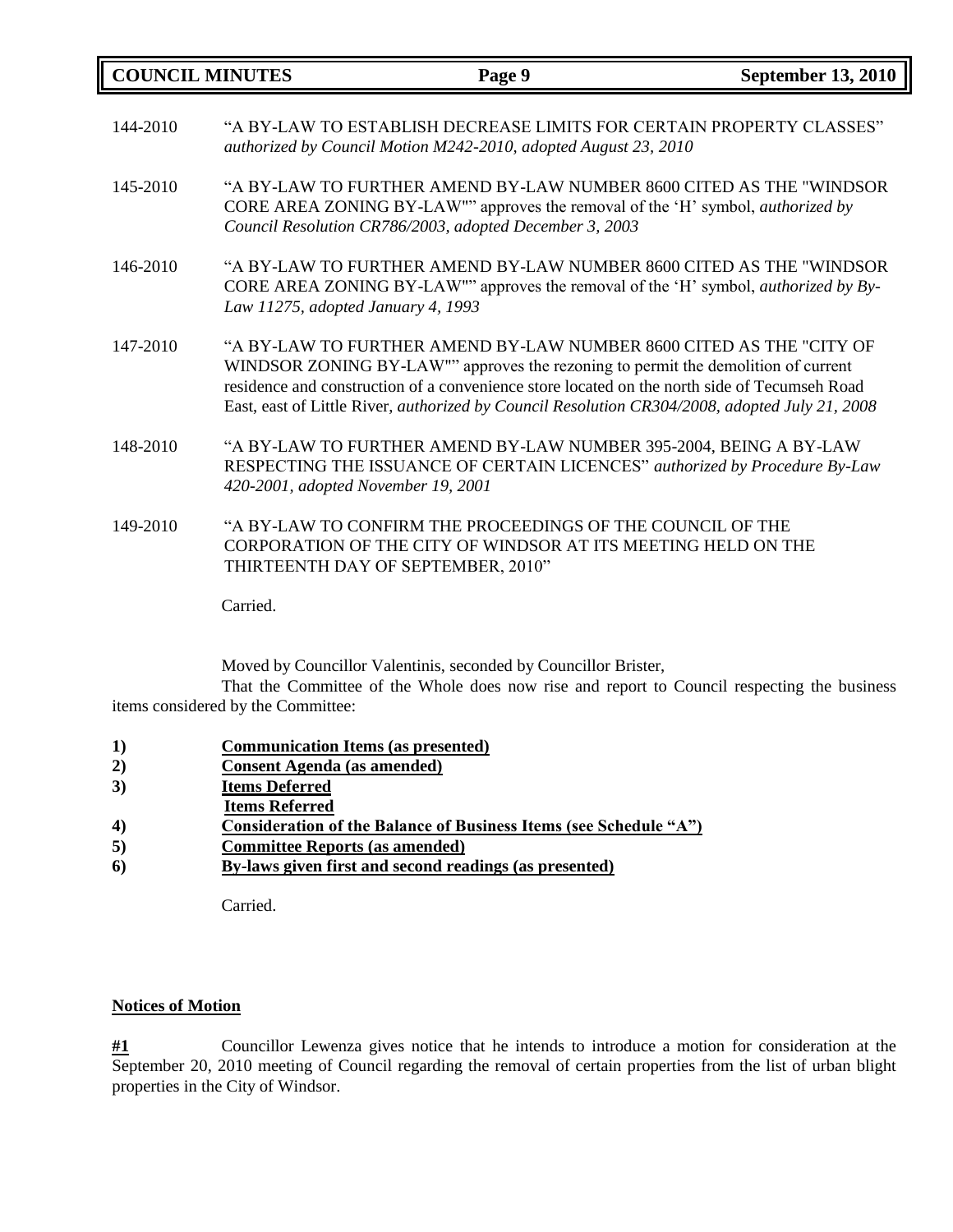144-2010 "A BY-LAW TO ESTABLISH DECREASE LIMITS FOR CERTAIN PROPERTY CLASSES" *authorized by Council Motion M242-2010, adopted August 23, 2010*

145-2010 "A BY-LAW TO FURTHER AMEND BY-LAW NUMBER 8600 CITED AS THE "WINDSOR CORE AREA ZONING BY-LAW"" approves the removal of the 'H' symbol, *authorized by Council Resolution CR786/2003, adopted December 3, 2003*

146-2010 "A BY-LAW TO FURTHER AMEND BY-LAW NUMBER 8600 CITED AS THE "WINDSOR CORE AREA ZONING BY-LAW"" approves the removal of the 'H' symbol, *authorized by By-Law 11275, adopted January 4, 1993*

147-2010 "A BY-LAW TO FURTHER AMEND BY-LAW NUMBER 8600 CITED AS THE "CITY OF WINDSOR ZONING BY-LAW"" approves the rezoning to permit the demolition of current residence and construction of a convenience store located on the north side of Tecumseh Road East, east of Little River, *authorized by Council Resolution CR304/2008, adopted July 21, 2008*

148-2010 "A BY-LAW TO FURTHER AMEND BY-LAW NUMBER 395-2004, BEING A BY-LAW RESPECTING THE ISSUANCE OF CERTAIN LICENCES" *authorized by Procedure By-Law 420-2001, adopted November 19, 2001*

149-2010 "A BY-LAW TO CONFIRM THE PROCEEDINGS OF THE COUNCIL OF THE CORPORATION OF THE CITY OF WINDSOR AT ITS MEETING HELD ON THE THIRTEENTH DAY OF SEPTEMBER, 2010"

Carried.

Moved by Councillor Valentinis, seconded by Councillor Brister,

That the Committee of the Whole does now rise and report to Council respecting the business items considered by the Committee:

1) **Communication Items (as presented)**
2) **Consent Agenda (as amended)**
3) **Items Deferred**
   **Items Referred**
4) **Consideration of the Balance of Business Items (see Schedule "A")**
5) **Committee Reports (as amended)**
6) **By-laws given first and second readings (as presented)**

Carried.

**Notices of Motion**

**#1** Councillor Lewenza gives notice that he intends to introduce a motion for consideration at the September 20, 2010 meeting of Council regarding the removal of certain properties from the list of urban blight properties in the City of Windsor.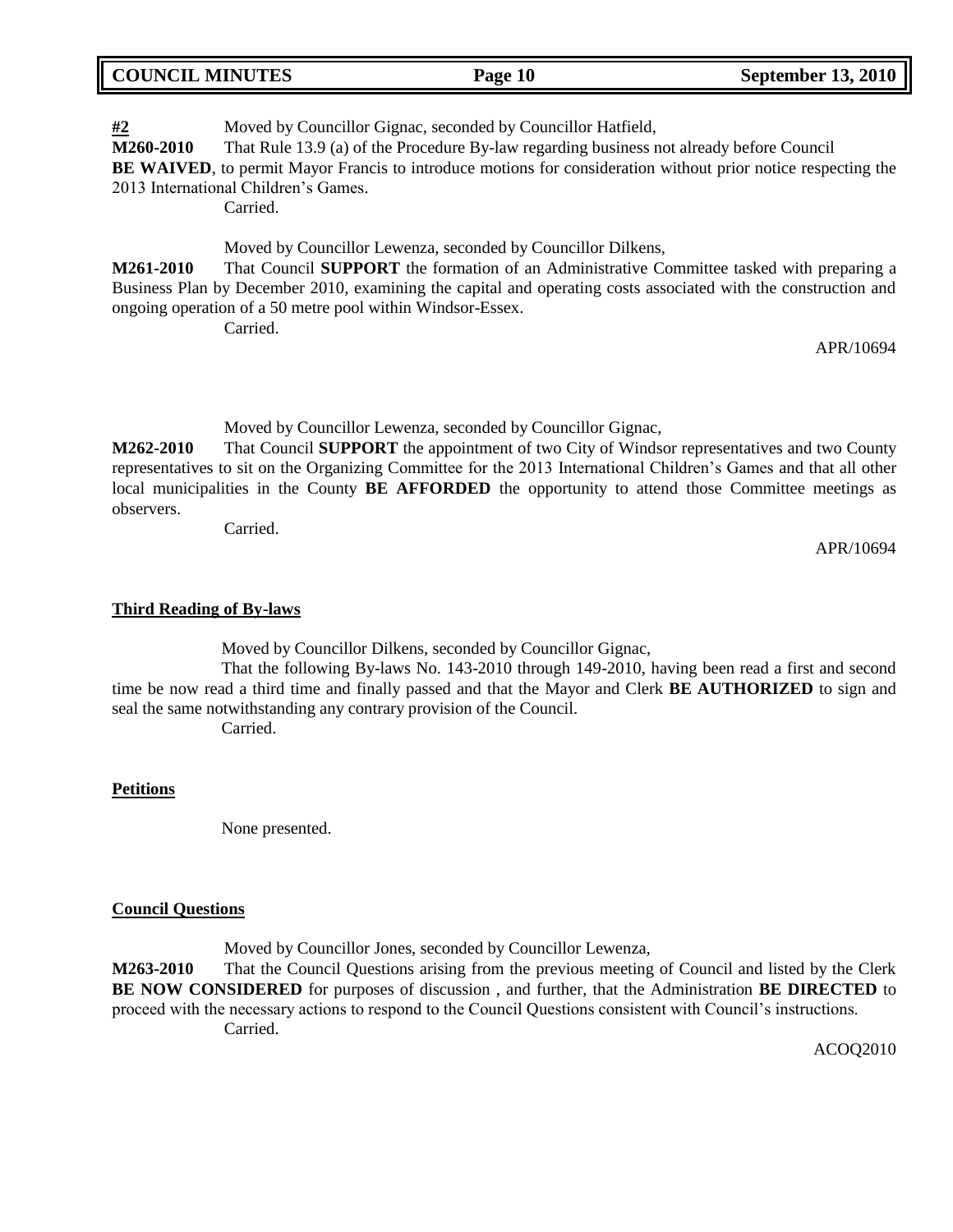**#2** Moved by Councillor Gignac, seconded by Councillor Hatfield,

**M260-2010** That Rule 13.9 (a) of the Procedure By-law regarding business not already before Council **BE WAIVED**, to permit Mayor Francis to introduce motions for consideration without prior notice respecting the 2013 International Children's Games.

Carried.

Moved by Councillor Lewenza, seconded by Councillor Dilkens,

**M261-2010** That Council **SUPPORT** the formation of an Administrative Committee tasked with preparing a Business Plan by December 2010, examining the capital and operating costs associated with the construction and ongoing operation of a 50 metre pool within Windsor-Essex.

Carried.

APR/10694

Moved by Councillor Lewenza, seconded by Councillor Gignac,

**M262-2010** That Council **SUPPORT** the appointment of two City of Windsor representatives and two County representatives to sit on the Organizing Committee for the 2013 International Children's Games and that all other local municipalities in the County **BE AFFORDED** the opportunity to attend those Committee meetings as observers.

Carried.

APR/10694

**Third Reading of By-laws**

Moved by Councillor Dilkens, seconded by Councillor Gignac,

That the following By-laws No. 143-2010 through 149-2010, having been read a first and second time be now read a third time and finally passed and that the Mayor and Clerk **BE AUTHORIZED** to sign and seal the same notwithstanding any contrary provision of the Council.

Carried.

**Petitions**

None presented.

**Council Questions**

Moved by Councillor Jones, seconded by Councillor Lewenza,

**M263-2010** That the Council Questions arising from the previous meeting of Council and listed by the Clerk **BE NOW CONSIDERED** for purposes of discussion , and further, that the Administration **BE DIRECTED** to proceed with the necessary actions to respond to the Council Questions consistent with Council's instructions.

Carried.

ACOQ2010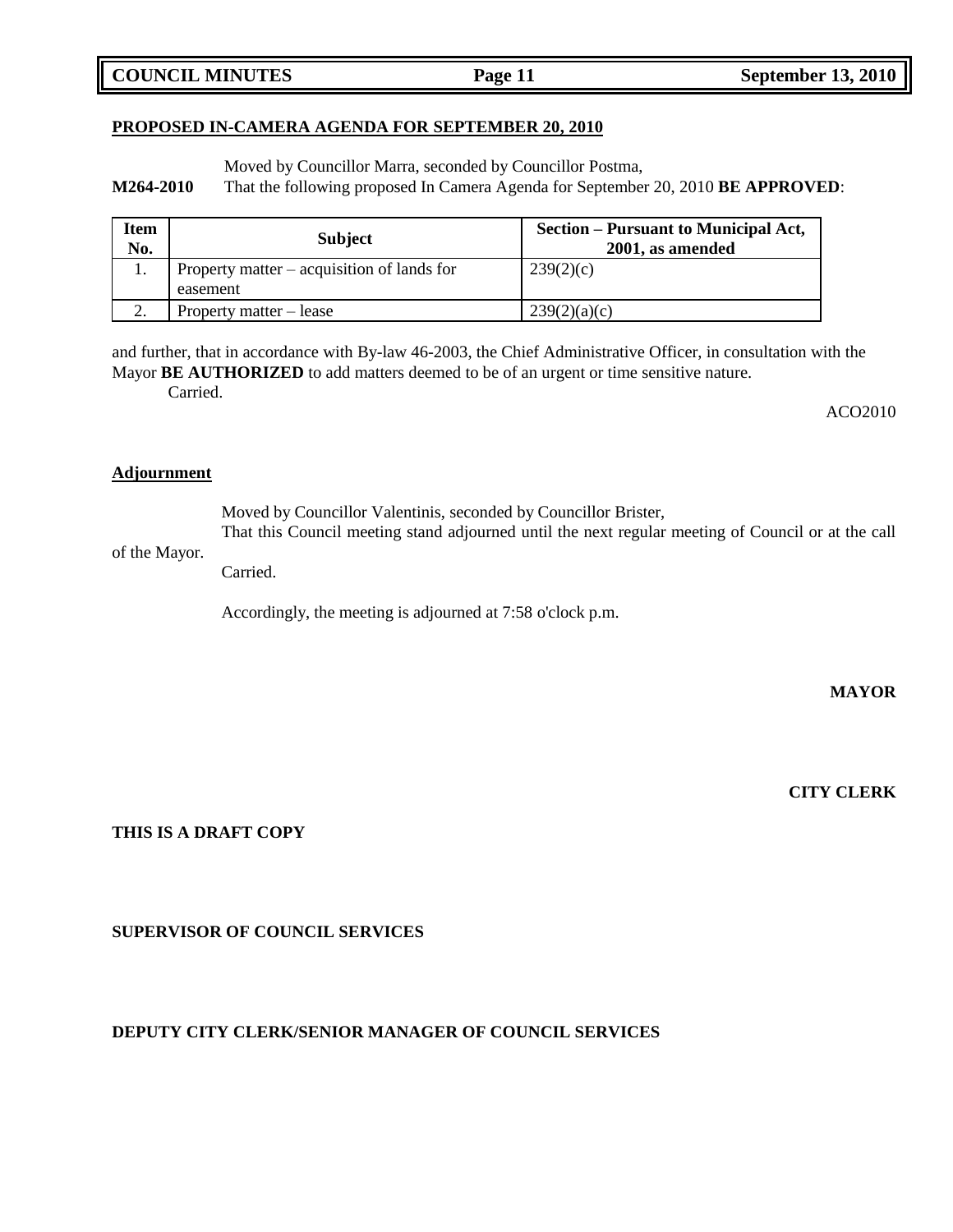**PROPOSED IN-CAMERA AGENDA FOR SEPTEMBER 20, 2010**

Moved by Councillor Marra, seconded by Councillor Postma,

**M264-2010** That the following proposed In Camera Agenda for September 20, 2010 **BE APPROVED**:

| Item No. | Subject | Section – Pursuant to Municipal Act, 2001, as amended |
|---|---|---|
| 1. | Property matter – acquisition of lands for easement | 239(2)(c) |
| 2. | Property matter – lease | 239(2)(a)(c) |

and further, that in accordance with By-law 46-2003, the Chief Administrative Officer, in consultation with the Mayor **BE AUTHORIZED** to add matters deemed to be of an urgent or time sensitive nature.

Carried.

ACO2010

**Adjournment**

Moved by Councillor Valentinis, seconded by Councillor Brister,

That this Council meeting stand adjourned until the next regular meeting of Council or at the call of the Mayor.

Carried.

Accordingly, the meeting is adjourned at 7:58 o'clock p.m.

**MAYOR**

**CITY CLERK**

**THIS IS A DRAFT COPY**

**SUPERVISOR OF COUNCIL SERVICES**

**DEPUTY CITY CLERK/SENIOR MANAGER OF COUNCIL SERVICES**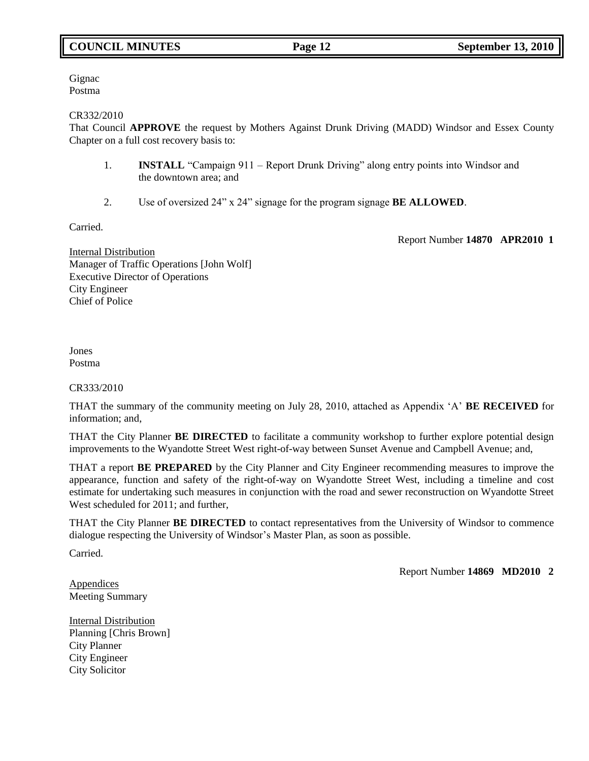Gignac
Postma

CR332/2010
That Council **APPROVE** the request by Mothers Against Drunk Driving (MADD) Windsor and Essex County Chapter on a full cost recovery basis to:

1. **INSTALL** "Campaign 911 – Report Drunk Driving" along entry points into Windsor and the downtown area; and

2. Use of oversized 24" x 24" signage for the program signage **BE ALLOWED**.

Carried.

Report Number **14870 APR2010 1**

Internal Distribution
Manager of Traffic Operations [John Wolf]
Executive Director of Operations
City Engineer
Chief of Police

Jones
Postma

CR333/2010

THAT the summary of the community meeting on July 28, 2010, attached as Appendix 'A' **BE RECEIVED** for information; and,

THAT the City Planner **BE DIRECTED** to facilitate a community workshop to further explore potential design improvements to the Wyandotte Street West right-of-way between Sunset Avenue and Campbell Avenue; and,

THAT a report **BE PREPARED** by the City Planner and City Engineer recommending measures to improve the appearance, function and safety of the right-of-way on Wyandotte Street West, including a timeline and cost estimate for undertaking such measures in conjunction with the road and sewer reconstruction on Wyandotte Street West scheduled for 2011; and further,

THAT the City Planner **BE DIRECTED** to contact representatives from the University of Windsor to commence dialogue respecting the University of Windsor's Master Plan, as soon as possible.

Carried.

Report Number **14869 MD2010 2**

Appendices
Meeting Summary

Internal Distribution
Planning [Chris Brown]
City Planner
City Engineer
City Solicitor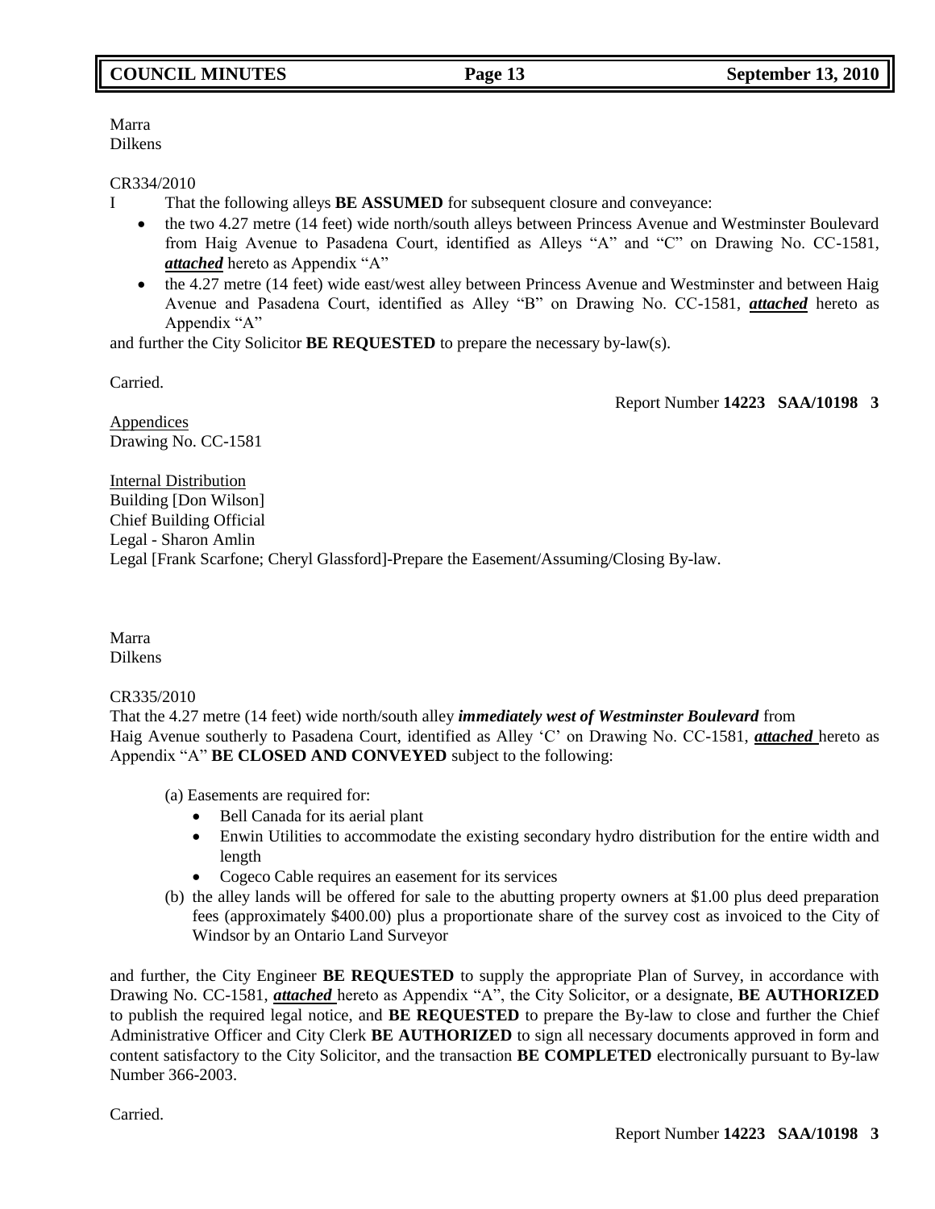Marra
Dilkens

CR334/2010

I That the following alleys **BE ASSUMED** for subsequent closure and conveyance:

- the two 4.27 metre (14 feet) wide north/south alleys between Princess Avenue and Westminster Boulevard from Haig Avenue to Pasadena Court, identified as Alleys "A" and "C" on Drawing No. CC-1581, ***attached*** hereto as Appendix "A"
- the 4.27 metre (14 feet) wide east/west alley between Princess Avenue and Westminster and between Haig Avenue and Pasadena Court, identified as Alley "B" on Drawing No. CC-1581, ***attached*** hereto as Appendix "A"

and further the City Solicitor **BE REQUESTED** to prepare the necessary by-law(s).

Carried.

Report Number **14223 SAA/10198 3**

Appendices
Drawing No. CC-1581

Internal Distribution
Building [Don Wilson]
Chief Building Official
Legal - Sharon Amlin
Legal [Frank Scarfone; Cheryl Glassford]-Prepare the Easement/Assuming/Closing By-law.

Marra
Dilkens

CR335/2010

That the 4.27 metre (14 feet) wide north/south alley ***immediately west of Westminster Boulevard*** from Haig Avenue southerly to Pasadena Court, identified as Alley 'C' on Drawing No. CC-1581, ***attached*** hereto as Appendix "A" **BE CLOSED AND CONVEYED** subject to the following:

(a) Easements are required for:
  - Bell Canada for its aerial plant
  - Enwin Utilities to accommodate the existing secondary hydro distribution for the entire width and length
  - Cogeco Cable requires an easement for its services

(b) the alley lands will be offered for sale to the abutting property owners at $1.00 plus deed preparation fees (approximately $400.00) plus a proportionate share of the survey cost as invoiced to the City of Windsor by an Ontario Land Surveyor

and further, the City Engineer **BE REQUESTED** to supply the appropriate Plan of Survey, in accordance with Drawing No. CC-1581, ***attached*** hereto as Appendix "A", the City Solicitor, or a designate, **BE AUTHORIZED** to publish the required legal notice, and **BE REQUESTED** to prepare the By-law to close and further the Chief Administrative Officer and City Clerk **BE AUTHORIZED** to sign all necessary documents approved in form and content satisfactory to the City Solicitor, and the transaction **BE COMPLETED** electronically pursuant to By-law Number 366-2003.

Carried.

Report Number **14223 SAA/10198 3**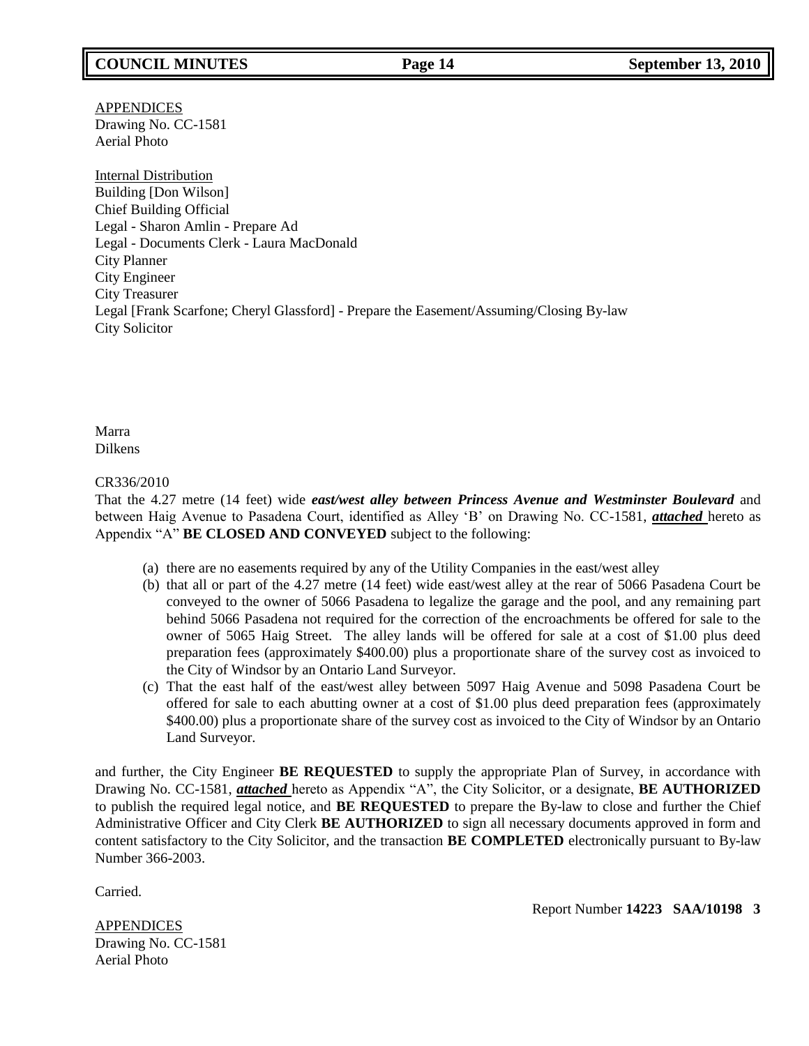APPENDICES
Drawing No. CC-1581
Aerial Photo

Internal Distribution
Building [Don Wilson]
Chief Building Official
Legal - Sharon Amlin - Prepare Ad
Legal - Documents Clerk - Laura MacDonald
City Planner
City Engineer
City Treasurer
Legal [Frank Scarfone; Cheryl Glassford] - Prepare the Easement/Assuming/Closing By-law
City Solicitor

Marra
Dilkens

CR336/2010
That the 4.27 metre (14 feet) wide ***east/west alley between Princess Avenue and Westminster Boulevard*** and between Haig Avenue to Pasadena Court, identified as Alley 'B' on Drawing No. CC-1581, ***attached*** hereto as Appendix "A" **BE CLOSED AND CONVEYED** subject to the following:

(a) there are no easements required by any of the Utility Companies in the east/west alley
(b) that all or part of the 4.27 metre (14 feet) wide east/west alley at the rear of 5066 Pasadena Court be conveyed to the owner of 5066 Pasadena to legalize the garage and the pool, and any remaining part behind 5066 Pasadena not required for the correction of the encroachments be offered for sale to the owner of 5065 Haig Street. The alley lands will be offered for sale at a cost of $1.00 plus deed preparation fees (approximately $400.00) plus a proportionate share of the survey cost as invoiced to the City of Windsor by an Ontario Land Surveyor.
(c) That the east half of the east/west alley between 5097 Haig Avenue and 5098 Pasadena Court be offered for sale to each abutting owner at a cost of $1.00 plus deed preparation fees (approximately $400.00) plus a proportionate share of the survey cost as invoiced to the City of Windsor by an Ontario Land Surveyor.

and further, the City Engineer **BE REQUESTED** to supply the appropriate Plan of Survey, in accordance with Drawing No. CC-1581, ***attached*** hereto as Appendix "A", the City Solicitor, or a designate, **BE AUTHORIZED** to publish the required legal notice, and **BE REQUESTED** to prepare the By-law to close and further the Chief Administrative Officer and City Clerk **BE AUTHORIZED** to sign all necessary documents approved in form and content satisfactory to the City Solicitor, and the transaction **BE COMPLETED** electronically pursuant to By-law Number 366-2003.

Carried.

Report Number **14223 SAA/10198 3**

APPENDICES
Drawing No. CC-1581
Aerial Photo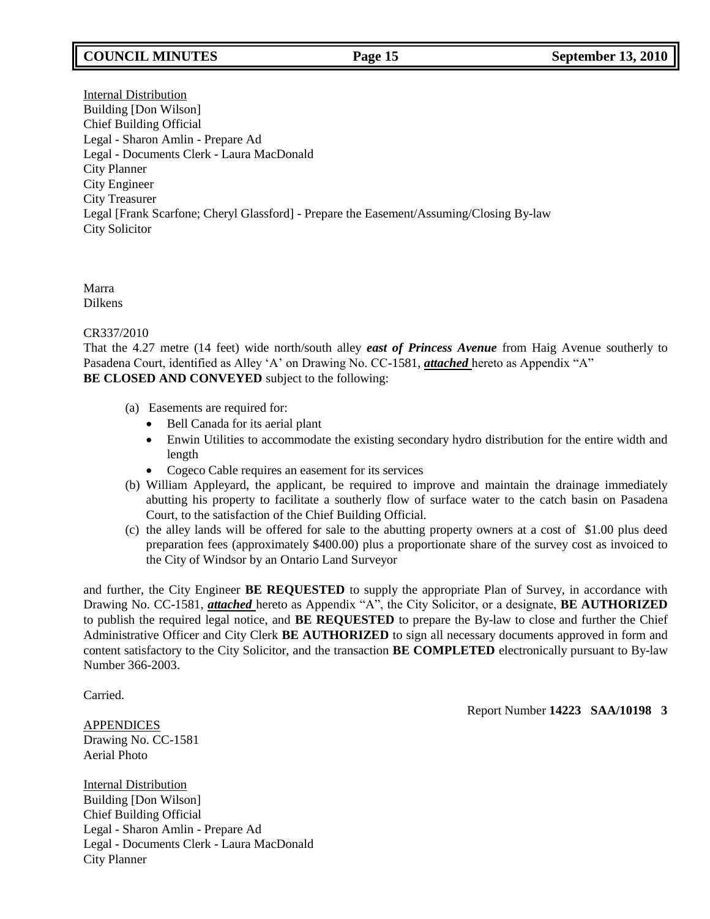Internal Distribution
Building [Don Wilson]
Chief Building Official
Legal - Sharon Amlin - Prepare Ad
Legal - Documents Clerk - Laura MacDonald
City Planner
City Engineer
City Treasurer
Legal [Frank Scarfone; Cheryl Glassford] - Prepare the Easement/Assuming/Closing By-law
City Solicitor

Marra
Dilkens

CR337/2010
That the 4.27 metre (14 feet) wide north/south alley ***east of Princess Avenue*** from Haig Avenue southerly to Pasadena Court, identified as Alley 'A' on Drawing No. CC-1581, ***attached*** hereto as Appendix "A"
**BE CLOSED AND CONVEYED** subject to the following:

(a) Easements are required for:
- Bell Canada for its aerial plant
- Enwin Utilities to accommodate the existing secondary hydro distribution for the entire width and length
- Cogeco Cable requires an easement for its services

(b) William Appleyard, the applicant, be required to improve and maintain the drainage immediately abutting his property to facilitate a southerly flow of surface water to the catch basin on Pasadena Court, to the satisfaction of the Chief Building Official.

(c) the alley lands will be offered for sale to the abutting property owners at a cost of $1.00 plus deed preparation fees (approximately $400.00) plus a proportionate share of the survey cost as invoiced to the City of Windsor by an Ontario Land Surveyor

and further, the City Engineer **BE REQUESTED** to supply the appropriate Plan of Survey, in accordance with Drawing No. CC-1581, ***attached*** hereto as Appendix "A", the City Solicitor, or a designate, **BE AUTHORIZED** to publish the required legal notice, and **BE REQUESTED** to prepare the By-law to close and further the Chief Administrative Officer and City Clerk **BE AUTHORIZED** to sign all necessary documents approved in form and content satisfactory to the City Solicitor, and the transaction **BE COMPLETED** electronically pursuant to By-law Number 366-2003.

Carried.

Report Number **14223 SAA/10198 3**

APPENDICES
Drawing No. CC-1581
Aerial Photo

Internal Distribution
Building [Don Wilson]
Chief Building Official
Legal - Sharon Amlin - Prepare Ad
Legal - Documents Clerk - Laura MacDonald
City Planner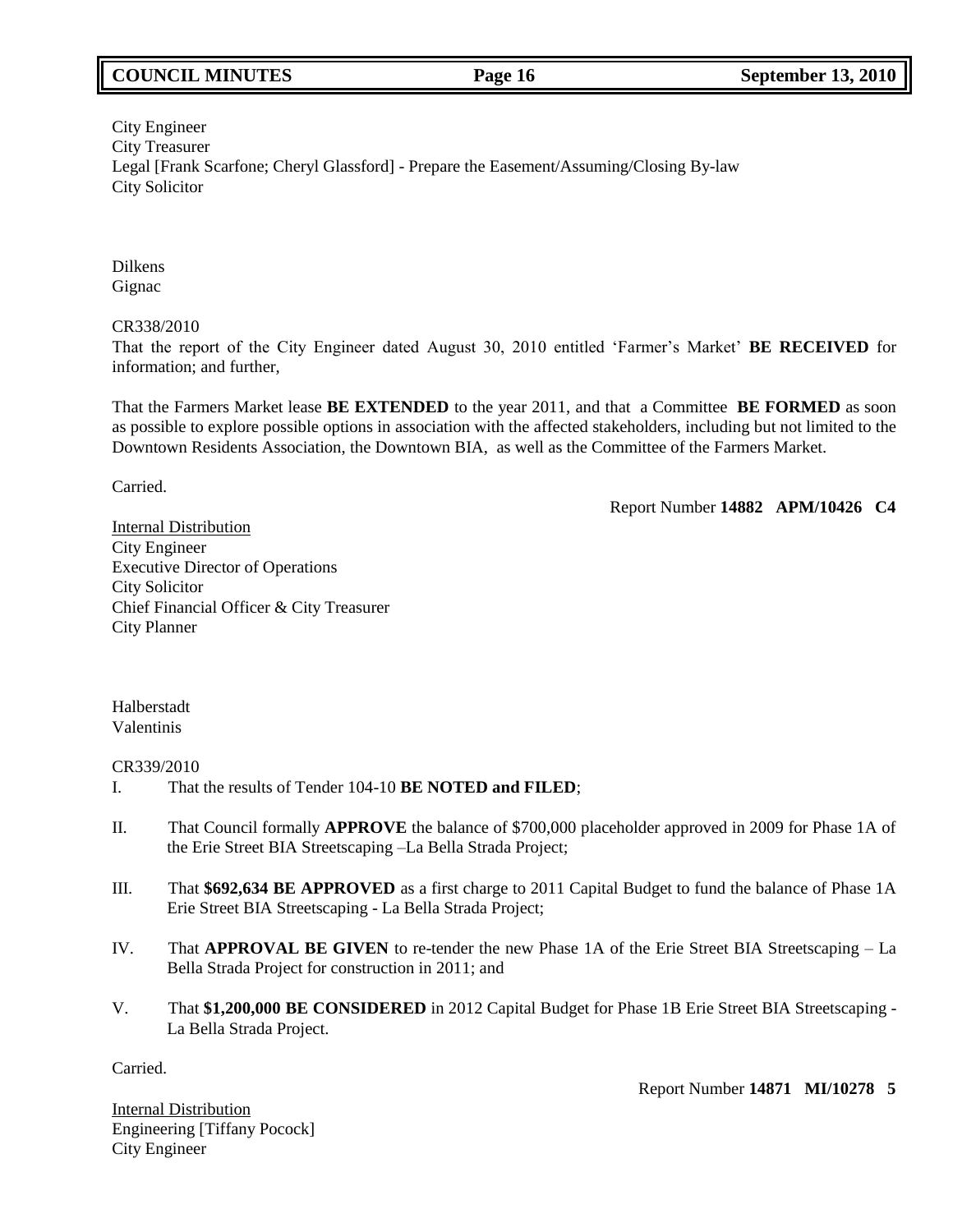City Engineer
City Treasurer
Legal [Frank Scarfone; Cheryl Glassford] - Prepare the Easement/Assuming/Closing By-law
City Solicitor

Dilkens
Gignac

CR338/2010
That the report of the City Engineer dated August 30, 2010 entitled 'Farmer's Market' **BE RECEIVED** for information; and further,

That the Farmers Market lease **BE EXTENDED** to the year 2011, and that a Committee **BE FORMED** as soon as possible to explore possible options in association with the affected stakeholders, including but not limited to the Downtown Residents Association, the Downtown BIA, as well as the Committee of the Farmers Market.

Carried.

Report Number **14882 APM/10426 C4**

Internal Distribution
City Engineer
Executive Director of Operations
City Solicitor
Chief Financial Officer & City Treasurer
City Planner

Halberstadt
Valentinis

CR339/2010

I. That the results of Tender 104-10 **BE NOTED and FILED**;

II. That Council formally **APPROVE** the balance of $700,000 placeholder approved in 2009 for Phase 1A of the Erie Street BIA Streetscaping –La Bella Strada Project;

III. That **$692,634 BE APPROVED** as a first charge to 2011 Capital Budget to fund the balance of Phase 1A Erie Street BIA Streetscaping - La Bella Strada Project;

IV. That **APPROVAL BE GIVEN** to re-tender the new Phase 1A of the Erie Street BIA Streetscaping – La Bella Strada Project for construction in 2011; and

V. That **$1,200,000 BE CONSIDERED** in 2012 Capital Budget for Phase 1B Erie Street BIA Streetscaping - La Bella Strada Project.

Carried.

Report Number **14871 MI/10278 5**

Internal Distribution
Engineering [Tiffany Pocock]
City Engineer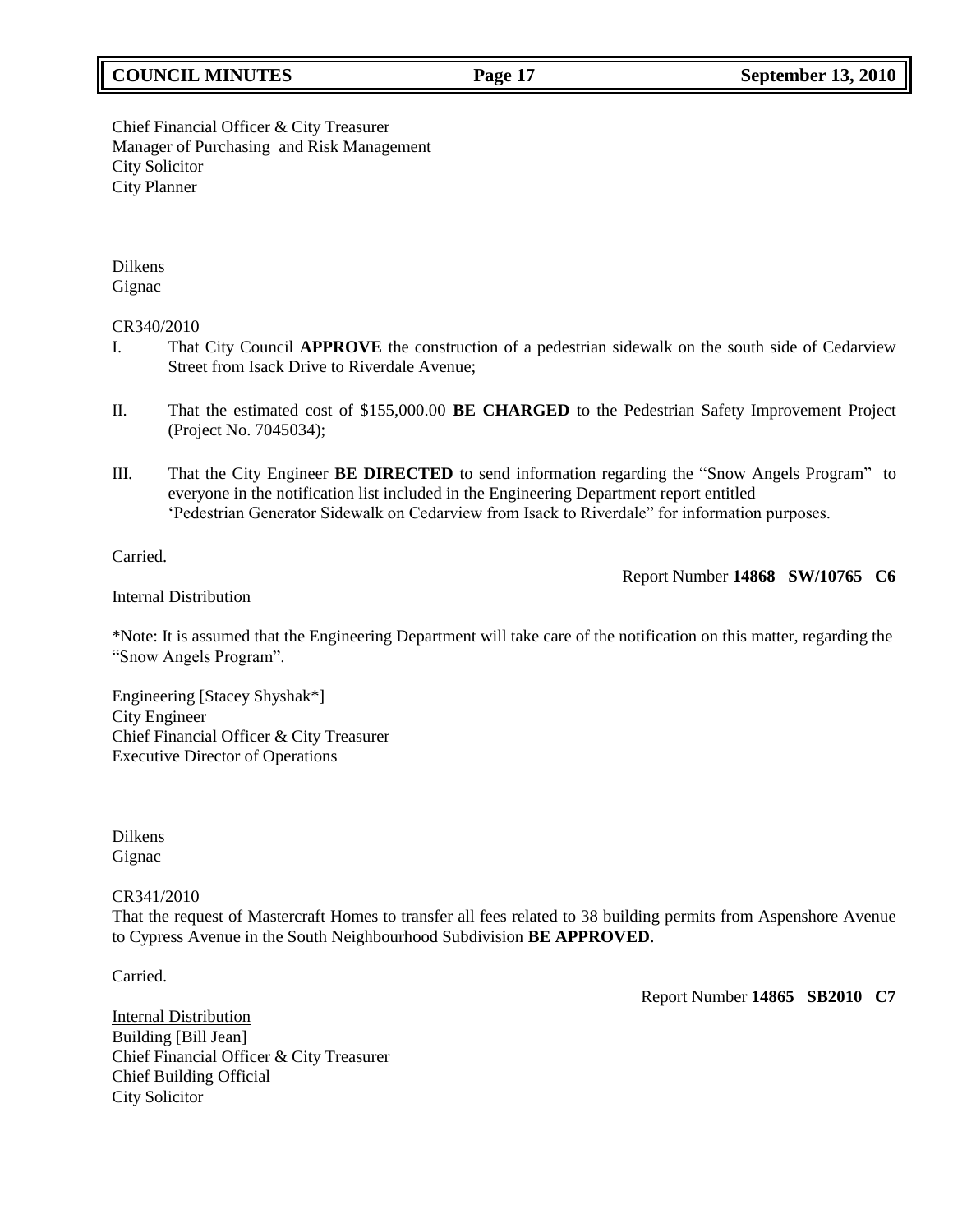Chief Financial Officer & City Treasurer
Manager of Purchasing and Risk Management
City Solicitor
City Planner

Dilkens
Gignac

CR340/2010

I. That City Council **APPROVE** the construction of a pedestrian sidewalk on the south side of Cedarview Street from Isack Drive to Riverdale Avenue;

II. That the estimated cost of $155,000.00 **BE CHARGED** to the Pedestrian Safety Improvement Project (Project No. 7045034);

III. That the City Engineer **BE DIRECTED** to send information regarding the "Snow Angels Program" to everyone in the notification list included in the Engineering Department report entitled 'Pedestrian Generator Sidewalk on Cedarview from Isack to Riverdale" for information purposes.

Carried.

Report Number **14868 SW/10765 C6**

Internal Distribution

*Note: It is assumed that the Engineering Department will take care of the notification on this matter, regarding the "Snow Angels Program".

Engineering [Stacey Shyshak*]
City Engineer
Chief Financial Officer & City Treasurer
Executive Director of Operations

Dilkens
Gignac

CR341/2010

That the request of Mastercraft Homes to transfer all fees related to 38 building permits from Aspenshore Avenue to Cypress Avenue in the South Neighbourhood Subdivision **BE APPROVED**.

Carried.

Report Number **14865 SB2010 C7**

Internal Distribution
Building [Bill Jean]
Chief Financial Officer & City Treasurer
Chief Building Official
City Solicitor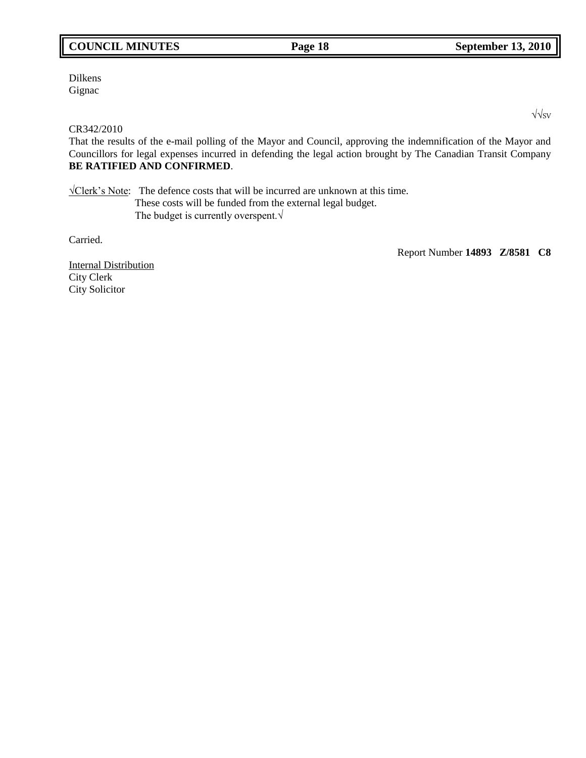Dilkens
Gignac

√√sv

CR342/2010
That the results of the e-mail polling of the Mayor and Council, approving the indemnification of the Mayor and Councillors for legal expenses incurred in defending the legal action brought by The Canadian Transit Company **BE RATIFIED AND CONFIRMED**.

√Clerk's Note: The defence costs that will be incurred are unknown at this time.
These costs will be funded from the external legal budget.
The budget is currently overspent.√

Carried.

Report Number **14893 Z/8581 C8**

Internal Distribution
City Clerk
City Solicitor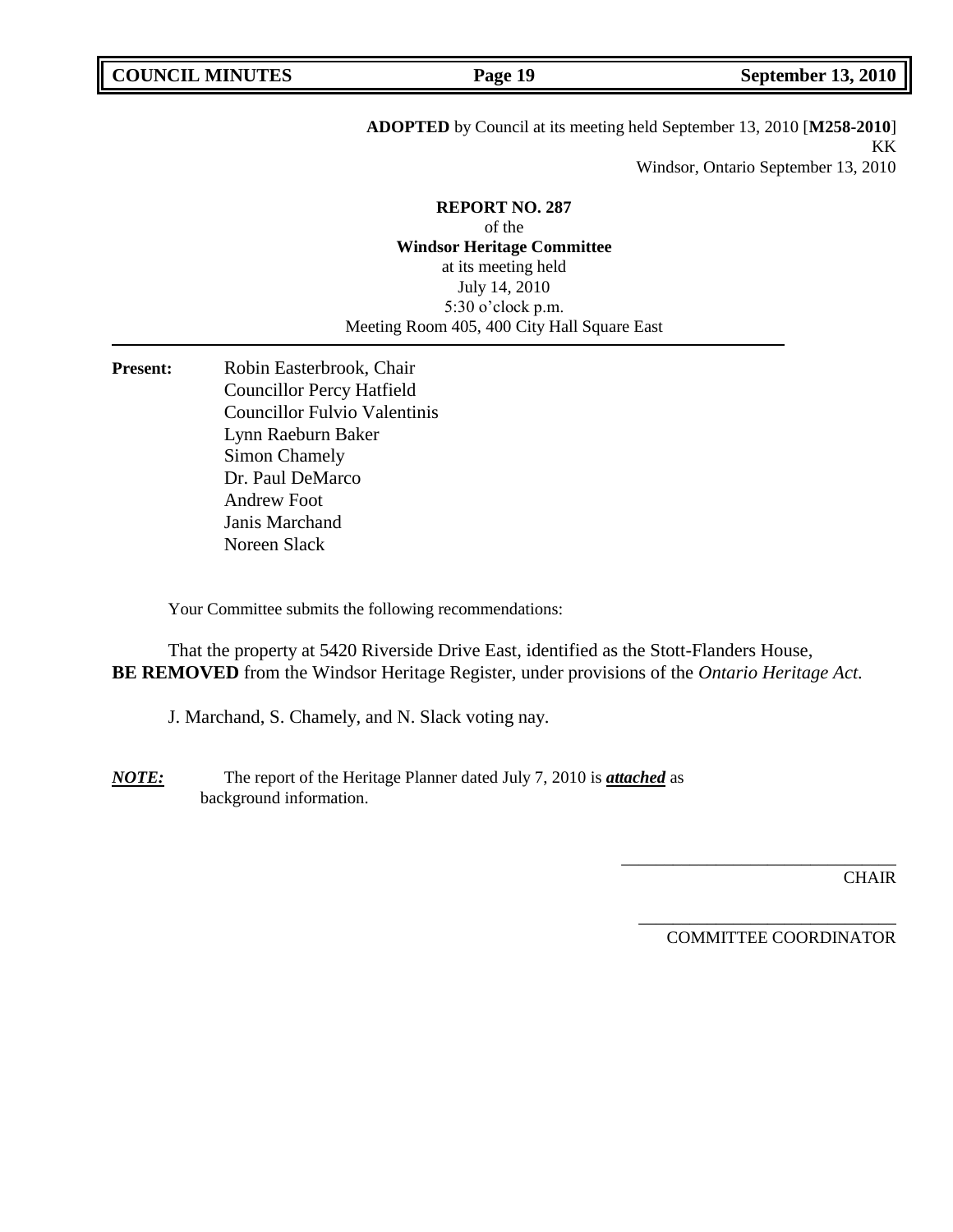**ADOPTED** by Council at its meeting held September 13, 2010 [**M258-2010**]
KK
Windsor, Ontario September 13, 2010

**REPORT NO. 287**
of the
**Windsor Heritage Committee**
at its meeting held
July 14, 2010
5:30 o'clock p.m.
Meeting Room 405, 400 City Hall Square East

---

**Present:** Robin Easterbrook, Chair
Councillor Percy Hatfield
Councillor Fulvio Valentinis
Lynn Raeburn Baker
Simon Chamely
Dr. Paul DeMarco
Andrew Foot
Janis Marchand
Noreen Slack

Your Committee submits the following recommendations:

That the property at 5420 Riverside Drive East, identified as the Stott-Flanders House, **BE REMOVED** from the Windsor Heritage Register, under provisions of the *Ontario Heritage Act.*

J. Marchand, S. Chamely, and N. Slack voting nay.

***NOTE:*** The report of the Heritage Planner dated July 7, 2010 is ***attached*** as background information.

\_\_\_\_\_\_\_\_\_\_\_\_\_\_\_\_\_\_\_\_\_\_\_\_\_\_\_\_\_\_\_\_
CHAIR

\_\_\_\_\_\_\_\_\_\_\_\_\_\_\_\_\_\_\_\_\_\_\_\_\_\_\_\_\_\_\_\_
COMMITTEE COORDINATOR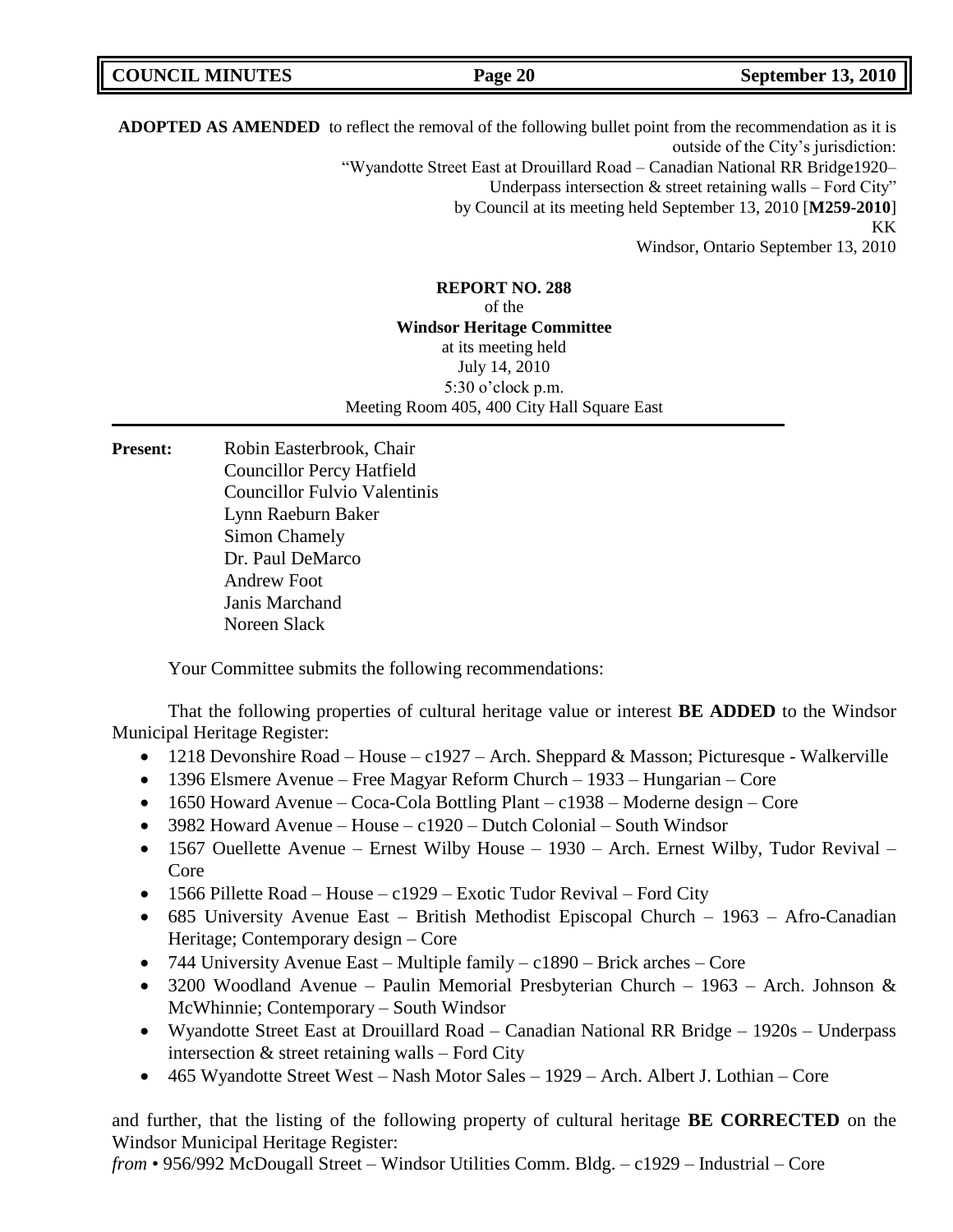**ADOPTED AS AMENDED** to reflect the removal of the following bullet point from the recommendation as it is outside of the City's jurisdiction:

"Wyandotte Street East at Drouillard Road – Canadian National RR Bridge1920– Underpass intersection & street retaining walls – Ford City"

by Council at its meeting held September 13, 2010 [**M259-2010**]

KK

Windsor, Ontario September 13, 2010

**REPORT NO. 288**
of the
**Windsor Heritage Committee**
at its meeting held
July 14, 2010
5:30 o'clock p.m.
Meeting Room 405, 400 City Hall Square East

**Present:** Robin Easterbrook, Chair
Councillor Percy Hatfield
Councillor Fulvio Valentinis
Lynn Raeburn Baker
Simon Chamely
Dr. Paul DeMarco
Andrew Foot
Janis Marchand
Noreen Slack

Your Committee submits the following recommendations:

That the following properties of cultural heritage value or interest **BE ADDED** to the Windsor Municipal Heritage Register:

- 1218 Devonshire Road – House – c1927 – Arch. Sheppard & Masson; Picturesque - Walkerville
- 1396 Elsmere Avenue – Free Magyar Reform Church – 1933 – Hungarian – Core
- 1650 Howard Avenue – Coca-Cola Bottling Plant – c1938 – Moderne design – Core
- 3982 Howard Avenue – House – c1920 – Dutch Colonial – South Windsor
- 1567 Ouellette Avenue – Ernest Wilby House – 1930 – Arch. Ernest Wilby, Tudor Revival – Core
- 1566 Pillette Road – House – c1929 – Exotic Tudor Revival – Ford City
- 685 University Avenue East – British Methodist Episcopal Church – 1963 – Afro-Canadian Heritage; Contemporary design – Core
- 744 University Avenue East – Multiple family – c1890 – Brick arches – Core
- 3200 Woodland Avenue – Paulin Memorial Presbyterian Church – 1963 – Arch. Johnson & McWhinnie; Contemporary – South Windsor
- Wyandotte Street East at Drouillard Road – Canadian National RR Bridge – 1920s – Underpass intersection & street retaining walls – Ford City
- 465 Wyandotte Street West – Nash Motor Sales – 1929 – Arch. Albert J. Lothian – Core

and further, that the listing of the following property of cultural heritage **BE CORRECTED** on the Windsor Municipal Heritage Register:

*from* • 956/992 McDougall Street – Windsor Utilities Comm. Bldg. – c1929 – Industrial – Core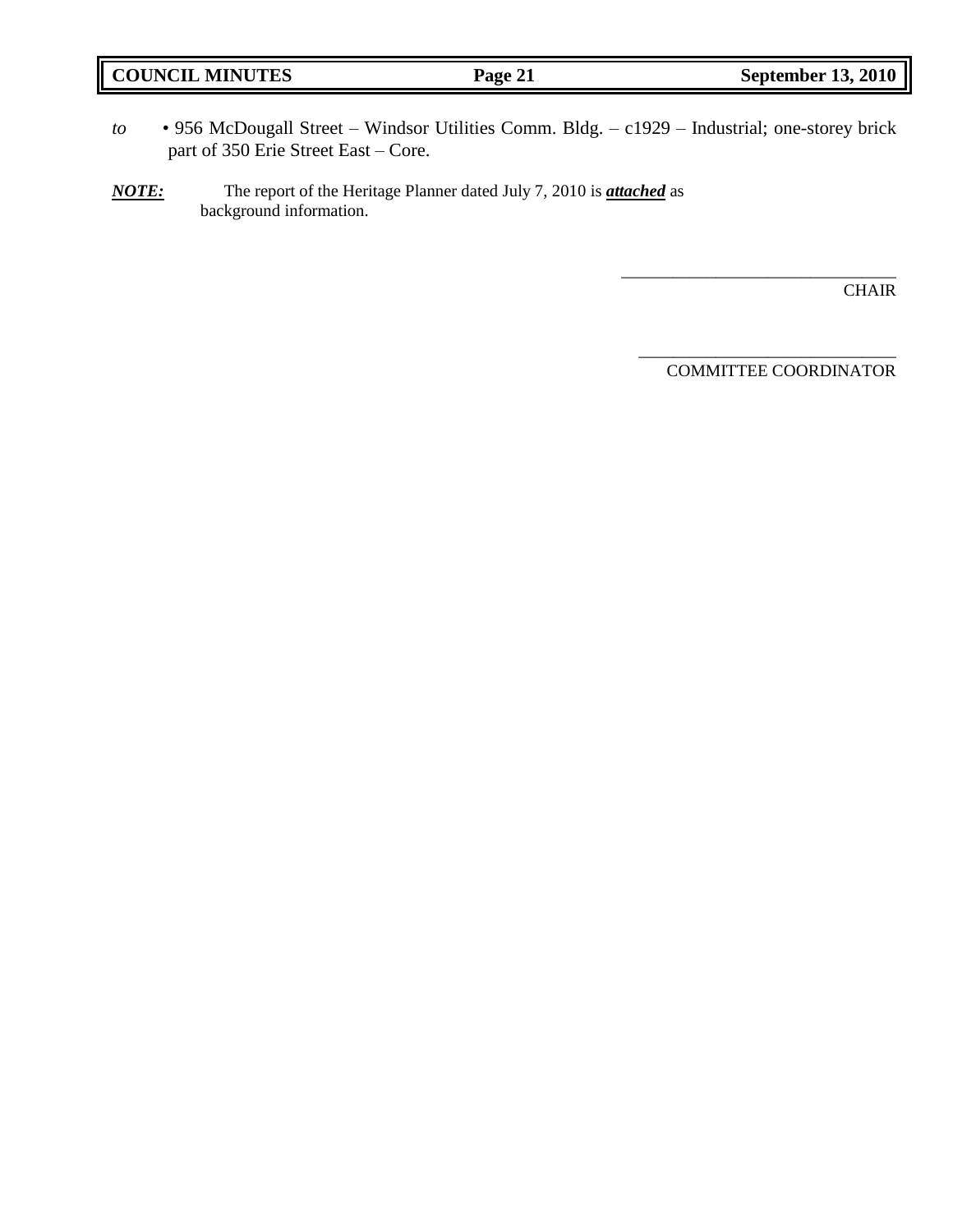*to* • 956 McDougall Street – Windsor Utilities Comm. Bldg. – c1929 – Industrial; one-storey brick part of 350 Erie Street East – Core.

***NOTE:*** The report of the Heritage Planner dated July 7, 2010 is ***attached*** as background information.

\_\_\_\_\_\_\_\_\_\_\_\_\_\_\_\_\_\_\_\_\_\_\_\_\_\_\_\_\_\_\_\_

CHAIR

\_\_\_\_\_\_\_\_\_\_\_\_\_\_\_\_\_\_\_\_\_\_\_\_\_\_\_\_\_\_\_\_

COMMITTEE COORDINATOR